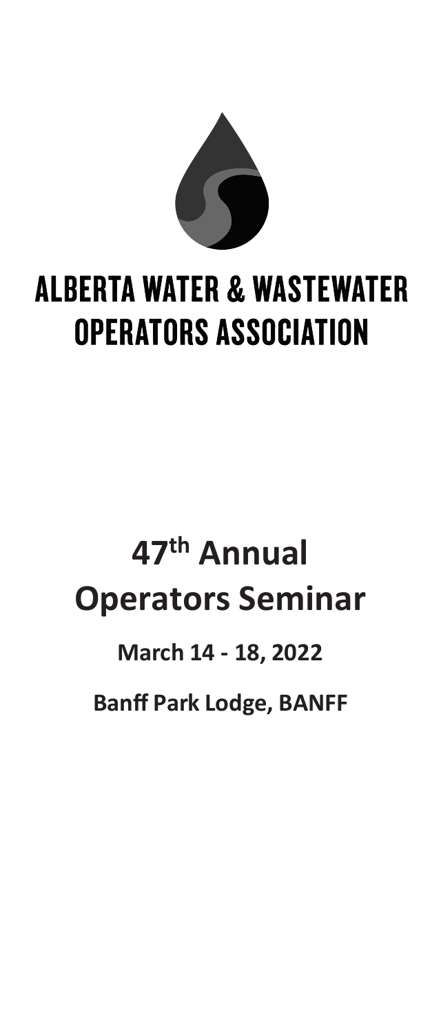# ALBERTA WATER & WASTEWATER OPERATORS ASSOCIATION

# 47th Annual Operators Seminar

**March 14 - 18, 2022**

**Banff Park Lodge, BANFF**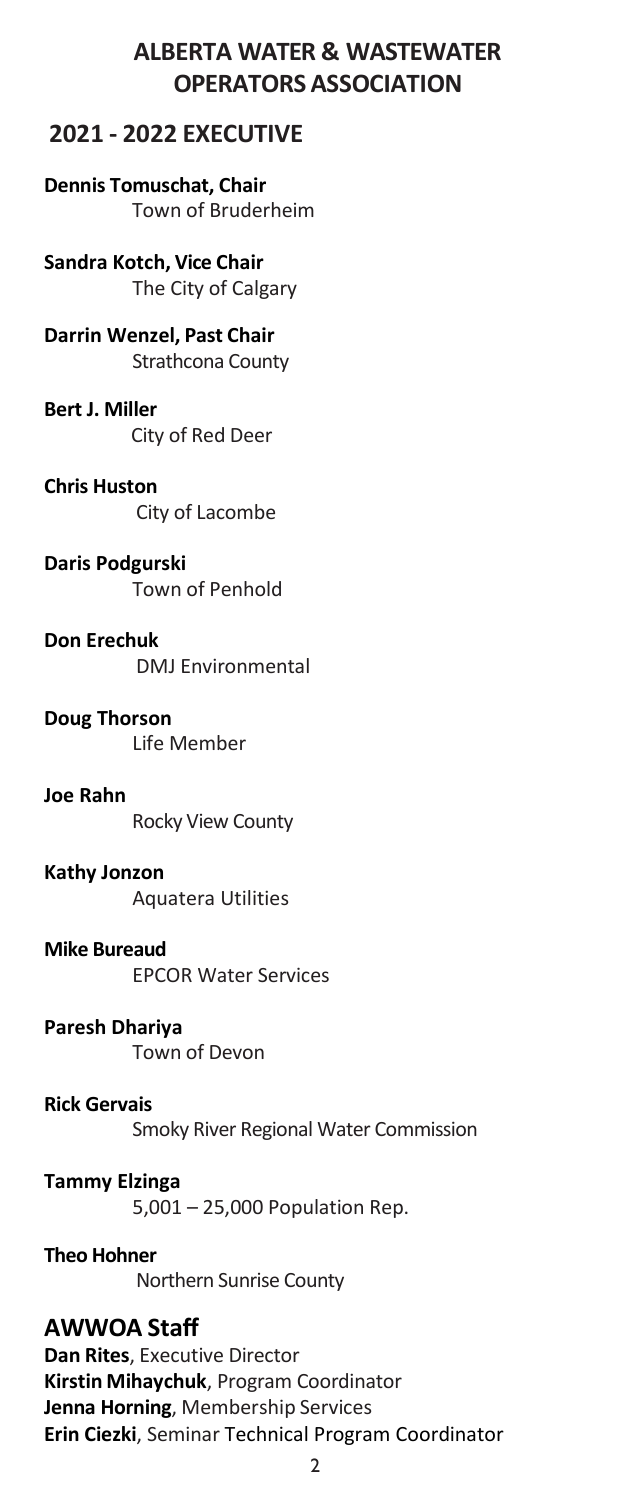# ALBERTA WATER & WASTEWATER OPERATORS ASSOCIATION

## 2021 - 2022 EXECUTIVE

**Dennis Tomuschat, Chair**
Town of Bruderheim

**Sandra Kotch, Vice Chair**
The City of Calgary

**Darrin Wenzel, Past Chair**
Strathcona County

**Bert J. Miller**
City of Red Deer

**Chris Huston**
City of Lacombe

**Daris Podgurski**
Town of Penhold

**Don Erechuk**
DMJ Environmental

**Doug Thorson**
Life Member

**Joe Rahn**
Rocky View County

**Kathy Jonzon**
Aquatera Utilities

**Mike Bureaud**
EPCOR Water Services

**Paresh Dhariya**
Town of Devon

**Rick Gervais**
Smoky River Regional Water Commission

**Tammy Elzinga**
5,001 – 25,000 Population Rep.

**Theo Hohner**
Northern Sunrise County

## AWWOA Staff

**Dan Rites**, Executive Director
**Kirstin Mihaychuk**, Program Coordinator
**Jenna Horning**, Membership Services
**Erin Ciezki**, Seminar Technical Program Coordinator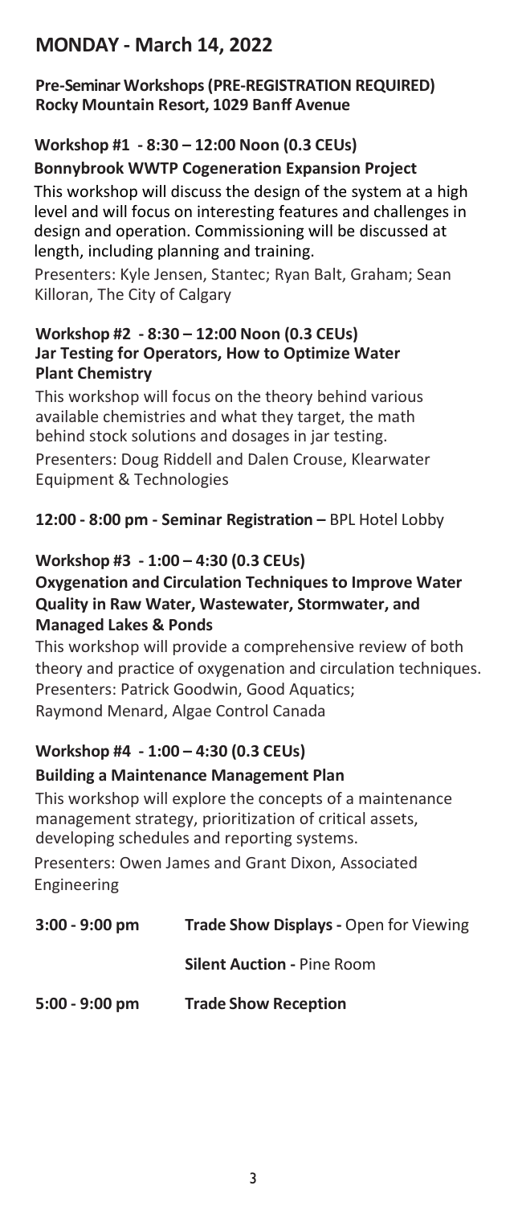## MONDAY - March 14, 2022

**Pre-Seminar Workshops (PRE-REGISTRATION REQUIRED)**
**Rocky Mountain Resort, 1029 Banff Avenue**

### Workshop #1 - 8:30 – 12:00 Noon (0.3 CEUs)

**Bonnybrook WWTP Cogeneration Expansion Project**

This workshop will discuss the design of the system at a high level and will focus on interesting features and challenges in design and operation. Commissioning will be discussed at length, including planning and training.

Presenters: Kyle Jensen, Stantec; Ryan Balt, Graham; Sean Killoran, The City of Calgary

### Workshop #2 - 8:30 – 12:00 Noon (0.3 CEUs)

**Jar Testing for Operators, How to Optimize Water Plant Chemistry**

This workshop will focus on the theory behind various available chemistries and what they target, the math behind stock solutions and dosages in jar testing.

Presenters: Doug Riddell and Dalen Crouse, Klearwater Equipment & Technologies

**12:00 - 8:00 pm - Seminar Registration –** BPL Hotel Lobby

### Workshop #3 - 1:00 – 4:30 (0.3 CEUs)

**Oxygenation and Circulation Techniques to Improve Water Quality in Raw Water, Wastewater, Stormwater, and Managed Lakes & Ponds**

This workshop will provide a comprehensive review of both theory and practice of oxygenation and circulation techniques.

Presenters: Patrick Goodwin, Good Aquatics;
Raymond Menard, Algae Control Canada

### Workshop #4 - 1:00 – 4:30 (0.3 CEUs)

**Building a Maintenance Management Plan**

This workshop will explore the concepts of a maintenance management strategy, prioritization of critical assets, developing schedules and reporting systems.

Presenters: Owen James and Grant Dixon, Associated Engineering

**3:00 - 9:00 pm** — **Trade Show Displays -** Open for Viewing

**Silent Auction -** Pine Room

**5:00 - 9:00 pm** — **Trade Show Reception**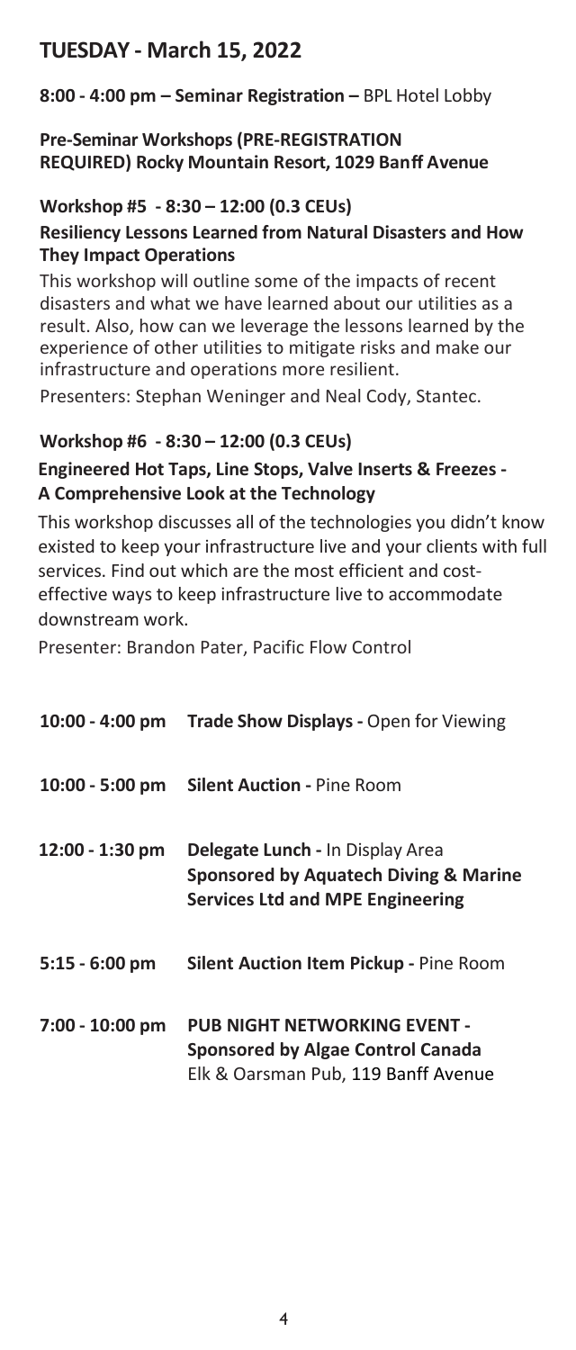## TUESDAY - March 15, 2022

**8:00 - 4:00 pm – Seminar Registration –** BPL Hotel Lobby

**Pre-Seminar Workshops (PRE-REGISTRATION REQUIRED) Rocky Mountain Resort, 1029 Banff Avenue**

### Workshop #5 - 8:30 – 12:00 (0.3 CEUs)

**Resiliency Lessons Learned from Natural Disasters and How They Impact Operations**

This workshop will outline some of the impacts of recent disasters and what we have learned about our utilities as a result. Also, how can we leverage the lessons learned by the experience of other utilities to mitigate risks and make our infrastructure and operations more resilient.

Presenters: Stephan Weninger and Neal Cody, Stantec.

### Workshop #6 - 8:30 – 12:00 (0.3 CEUs)

**Engineered Hot Taps, Line Stops, Valve Inserts & Freezes - A Comprehensive Look at the Technology**

This workshop discusses all of the technologies you didn't know existed to keep your infrastructure live and your clients with full services. Find out which are the most efficient and cost-effective ways to keep infrastructure live to accommodate downstream work.

Presenter: Brandon Pater, Pacific Flow Control

| | |
|---|---|
| **10:00 - 4:00 pm** | **Trade Show Displays -** Open for Viewing |
| **10:00 - 5:00 pm** | **Silent Auction -** Pine Room |
| **12:00 - 1:30 pm** | **Delegate Lunch -** In Display Area **Sponsored by Aquatech Diving & Marine Services Ltd and MPE Engineering** |
| **5:15 - 6:00 pm** | **Silent Auction Item Pickup -** Pine Room |
| **7:00 - 10:00 pm** | **PUB NIGHT NETWORKING EVENT - Sponsored by Algae Control Canada** Elk & Oarsman Pub, 119 Banff Avenue |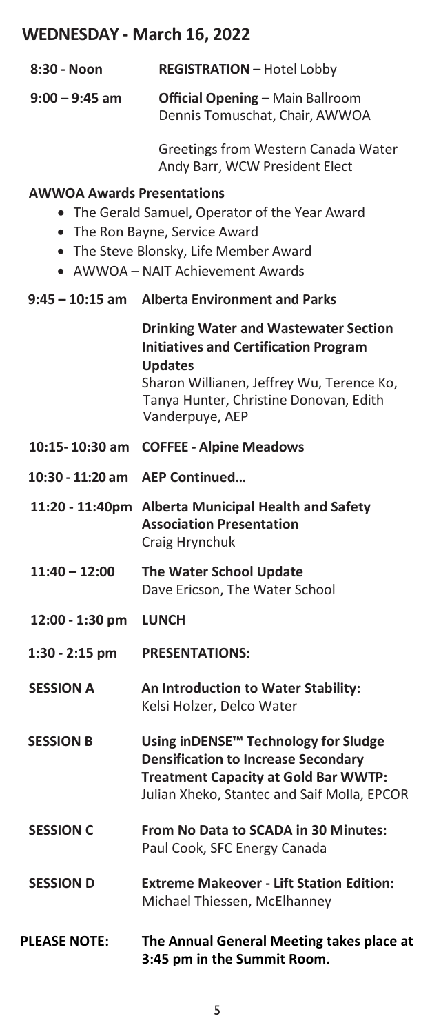## WEDNESDAY - March 16, 2022

| | |
|---|---|
| **8:30 - Noon** | **REGISTRATION –** Hotel Lobby |
| **9:00 – 9:45 am** | **Official Opening –** Main Ballroom<br>Dennis Tomuschat, Chair, AWWOA<br><br>Greetings from Western Canada Water<br>Andy Barr, WCW President Elect |

**AWWOA Awards Presentations**

- The Gerald Samuel, Operator of the Year Award
- The Ron Bayne, Service Award
- The Steve Blonsky, Life Member Award
- AWWOA – NAIT Achievement Awards

| | |
|---|---|
| **9:45 – 10:15 am** | **Alberta Environment and Parks**<br><br>**Drinking Water and Wastewater Section Initiatives and Certification Program Updates**<br>Sharon Willianen, Jeffrey Wu, Terence Ko, Tanya Hunter, Christine Donovan, Edith Vanderpuye, AEP |
| **10:15- 10:30 am** | **COFFEE - Alpine Meadows** |
| **10:30 - 11:20 am** | **AEP Continued…** |
| **11:20 - 11:40pm** | **Alberta Municipal Health and Safety Association Presentation**<br>Craig Hrynchuk |
| **11:40 – 12:00** | **The Water School Update**<br>Dave Ericson, The Water School |
| **12:00 - 1:30 pm** | **LUNCH** |
| **1:30 - 2:15 pm** | **PRESENTATIONS:** |
| **SESSION A** | **An Introduction to Water Stability:**<br>Kelsi Holzer, Delco Water |
| **SESSION B** | **Using inDENSE™ Technology for Sludge Densification to Increase Secondary Treatment Capacity at Gold Bar WWTP:**<br>Julian Xheko, Stantec and Saif Molla, EPCOR |
| **SESSION C** | **From No Data to SCADA in 30 Minutes:**<br>Paul Cook, SFC Energy Canada |
| **SESSION D** | **Extreme Makeover - Lift Station Edition:**<br>Michael Thiessen, McElhanney |
| **PLEASE NOTE:** | **The Annual General Meeting takes place at 3:45 pm in the Summit Room.** |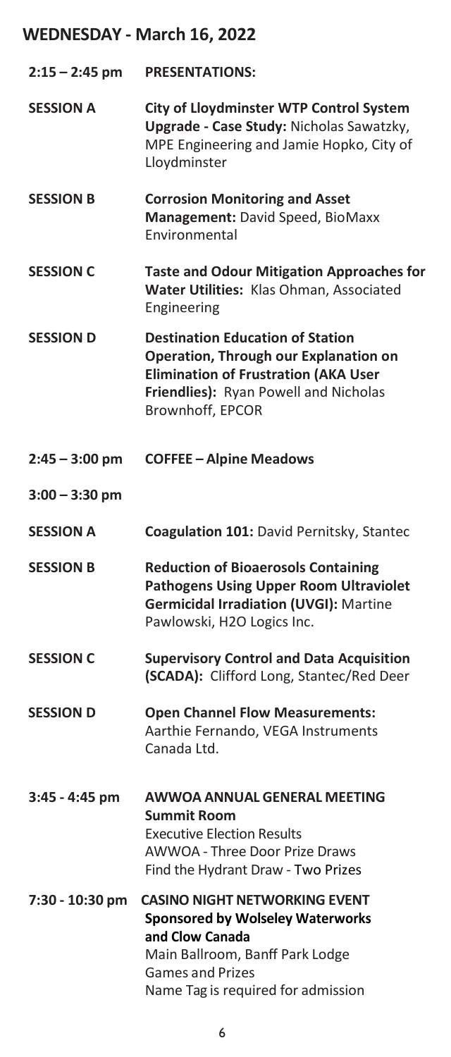## WEDNESDAY - March 16, 2022

| | |
|---|---|
| **2:15 – 2:45 pm** | **PRESENTATIONS:** |
| **SESSION A** | **City of Lloydminster WTP Control System Upgrade - Case Study:** Nicholas Sawatzky, MPE Engineering and Jamie Hopko, City of Lloydminster |
| **SESSION B** | **Corrosion Monitoring and Asset Management:** David Speed, BioMaxx Environmental |
| **SESSION C** | **Taste and Odour Mitigation Approaches for Water Utilities:** Klas Ohman, Associated Engineering |
| **SESSION D** | **Destination Education of Station Operation, Through our Explanation on Elimination of Frustration (AKA User Friendlies):** Ryan Powell and Nicholas Brownhoff, EPCOR |
| **2:45 – 3:00 pm** | **COFFEE – Alpine Meadows** |
| **3:00 – 3:30 pm** | |
| **SESSION A** | **Coagulation 101:** David Pernitsky, Stantec |
| **SESSION B** | **Reduction of Bioaerosols Containing Pathogens Using Upper Room Ultraviolet Germicidal Irradiation (UVGI):** Martine Pawlowski, H2O Logics Inc. |
| **SESSION C** | **Supervisory Control and Data Acquisition (SCADA):** Clifford Long, Stantec/Red Deer |
| **SESSION D** | **Open Channel Flow Measurements:** Aarthie Fernando, VEGA Instruments Canada Ltd. |
| **3:45 - 4:45 pm** | **AWWOA ANNUAL GENERAL MEETING**<br>**Summit Room**<br>Executive Election Results<br>AWWOA - Three Door Prize Draws<br>Find the Hydrant Draw - Two Prizes |
| **7:30 - 10:30 pm** | **CASINO NIGHT NETWORKING EVENT**<br>**Sponsored by Wolseley Waterworks and Clow Canada**<br>Main Ballroom, Banff Park Lodge<br>Games and Prizes<br>Name Tag is required for admission |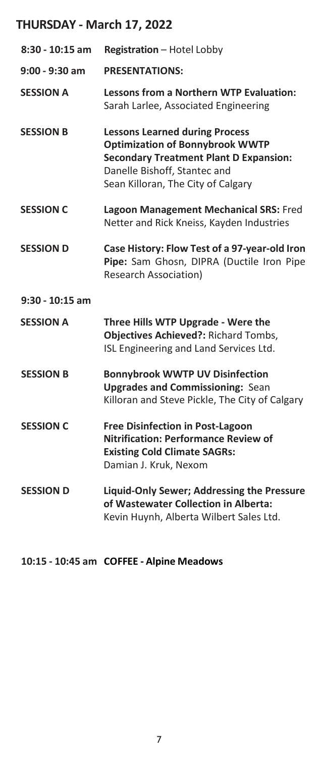## THURSDAY - March 17, 2022

| | |
|---|---|
| **8:30 - 10:15 am** | **Registration** – Hotel Lobby |
| **9:00 - 9:30 am** | **PRESENTATIONS:** |
| **SESSION A** | **Lessons from a Northern WTP Evaluation:** Sarah Larlee, Associated Engineering |
| **SESSION B** | **Lessons Learned during Process Optimization of Bonnybrook WWTP Secondary Treatment Plant D Expansion:** Danelle Bishoff, Stantec and Sean Killoran, The City of Calgary |
| **SESSION C** | **Lagoon Management Mechanical SRS:** Fred Netter and Rick Kneiss, Kayden Industries |
| **SESSION D** | **Case History: Flow Test of a 97-year-old Iron Pipe:** Sam Ghosn, DIPRA (Ductile Iron Pipe Research Association) |
| **9:30 - 10:15 am** | |
| **SESSION A** | **Three Hills WTP Upgrade - Were the Objectives Achieved?:** Richard Tombs, ISL Engineering and Land Services Ltd. |
| **SESSION B** | **Bonnybrook WWTP UV Disinfection Upgrades and Commissioning:** Sean Killoran and Steve Pickle, The City of Calgary |
| **SESSION C** | **Free Disinfection in Post-Lagoon Nitrification: Performance Review of Existing Cold Climate SAGRs:** Damian J. Kruk, Nexom |
| **SESSION D** | **Liquid-Only Sewer; Addressing the Pressure of Wastewater Collection in Alberta:** Kevin Huynh, Alberta Wilbert Sales Ltd. |

**10:15 - 10:45 am COFFEE - Alpine Meadows**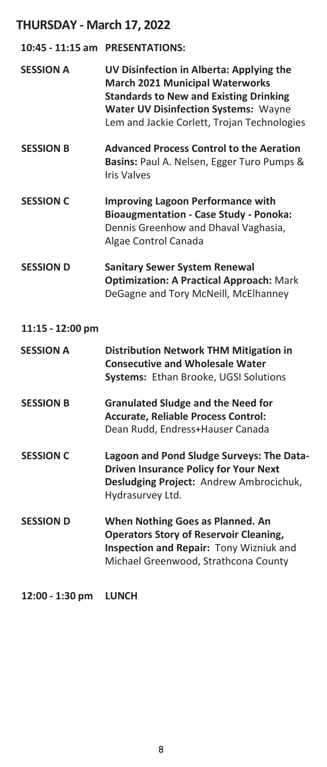## THURSDAY - March 17, 2022

**10:45 - 11:15 am PRESENTATIONS:**

**SESSION A** — **UV Disinfection in Alberta: Applying the March 2021 Municipal Waterworks Standards to New and Existing Drinking Water UV Disinfection Systems:** Wayne Lem and Jackie Corlett, Trojan Technologies

**SESSION B** — **Advanced Process Control to the Aeration Basins:** Paul A. Nelsen, Egger Turo Pumps & Iris Valves

**SESSION C** — **Improving Lagoon Performance with Bioaugmentation - Case Study - Ponoka:** Dennis Greenhow and Dhaval Vaghasia, Algae Control Canada

**SESSION D** — **Sanitary Sewer System Renewal Optimization: A Practical Approach:** Mark DeGagne and Tory McNeill, McElhanney

**11:15 - 12:00 pm**

**SESSION A** — **Distribution Network THM Mitigation in Consecutive and Wholesale Water Systems:** Ethan Brooke, UGSI Solutions

**SESSION B** — **Granulated Sludge and the Need for Accurate, Reliable Process Control:** Dean Rudd, Endress+Hauser Canada

**SESSION C** — **Lagoon and Pond Sludge Surveys: The Data-Driven Insurance Policy for Your Next Desludging Project:** Andrew Ambrocichuk, Hydrasurvey Ltd.

**SESSION D** — **When Nothing Goes as Planned. An Operators Story of Reservoir Cleaning, Inspection and Repair:** Tony Wizniuk and Michael Greenwood, Strathcona County

**12:00 - 1:30 pm LUNCH**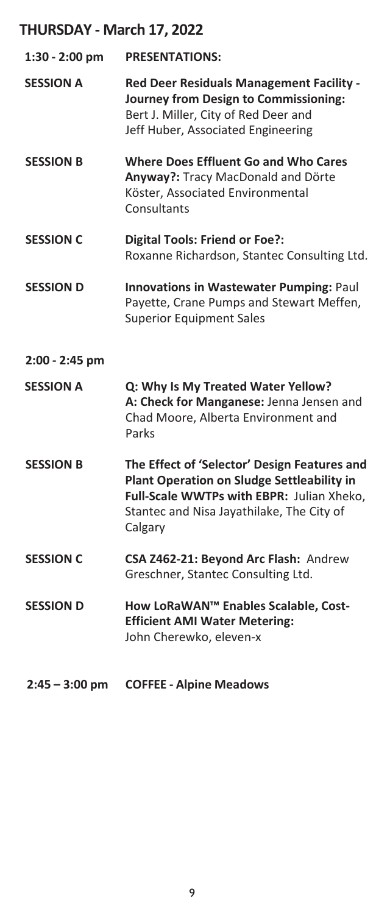## THURSDAY - March 17, 2022

| | |
|---|---|
| **1:30 - 2:00 pm** | **PRESENTATIONS:** |
| **SESSION A** | **Red Deer Residuals Management Facility - Journey from Design to Commissioning:** Bert J. Miller, City of Red Deer and Jeff Huber, Associated Engineering |
| **SESSION B** | **Where Does Effluent Go and Who Cares Anyway?:** Tracy MacDonald and Dörte Köster, Associated Environmental Consultants |
| **SESSION C** | **Digital Tools: Friend or Foe?:** Roxanne Richardson, Stantec Consulting Ltd. |
| **SESSION D** | **Innovations in Wastewater Pumping:** Paul Payette, Crane Pumps and Stewart Meffen, Superior Equipment Sales |
| **2:00 - 2:45 pm** | |
| **SESSION A** | **Q: Why Is My Treated Water Yellow? A: Check for Manganese:** Jenna Jensen and Chad Moore, Alberta Environment and Parks |
| **SESSION B** | **The Effect of 'Selector' Design Features and Plant Operation on Sludge Settleability in Full-Scale WWTPs with EBPR:** Julian Xheko, Stantec and Nisa Jayathilake, The City of Calgary |
| **SESSION C** | **CSA Z462-21: Beyond Arc Flash:** Andrew Greschner, Stantec Consulting Ltd. |
| **SESSION D** | **How LoRaWAN™ Enables Scalable, Cost-Efficient AMI Water Metering:** John Cherewko, eleven-x |
| **2:45 – 3:00 pm** | **COFFEE - Alpine Meadows** |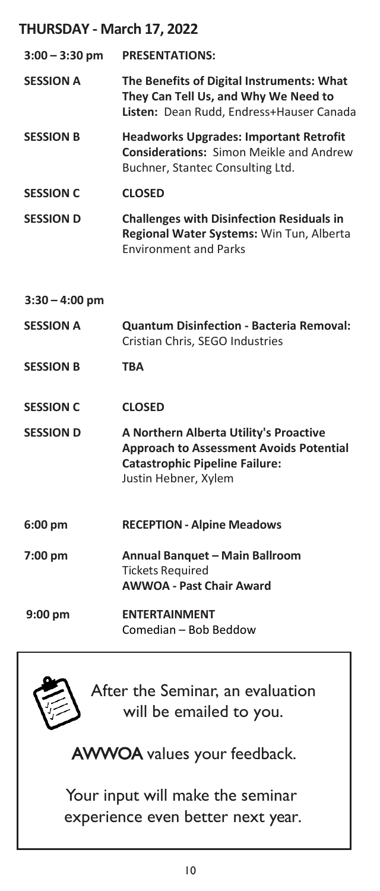## THURSDAY - March 17, 2022

| | |
|---|---|
| **3:00 – 3:30 pm** | **PRESENTATIONS:** |
| **SESSION A** | **The Benefits of Digital Instruments: What They Can Tell Us, and Why We Need to Listen:** Dean Rudd, Endress+Hauser Canada |
| **SESSION B** | **Headworks Upgrades: Important Retrofit Considerations:** Simon Meikle and Andrew Buchner, Stantec Consulting Ltd. |
| **SESSION C** | **CLOSED** |
| **SESSION D** | **Challenges with Disinfection Residuals in Regional Water Systems:** Win Tun, Alberta Environment and Parks |
| **3:30 – 4:00 pm** | |
| **SESSION A** | **Quantum Disinfection - Bacteria Removal:** Cristian Chris, SEGO Industries |
| **SESSION B** | **TBA** |
| **SESSION C** | **CLOSED** |
| **SESSION D** | **A Northern Alberta Utility's Proactive Approach to Assessment Avoids Potential Catastrophic Pipeline Failure:** Justin Hebner, Xylem |
| **6:00 pm** | **RECEPTION - Alpine Meadows** |
| **7:00 pm** | **Annual Banquet – Main Ballroom** Tickets Required **AWWOA - Past Chair Award** |
| **9:00 pm** | **ENTERTAINMENT** Comedian – Bob Beddow |

After the Seminar, an evaluation will be emailed to you.

AWWOA values your feedback.

Your input will make the seminar experience even better next year.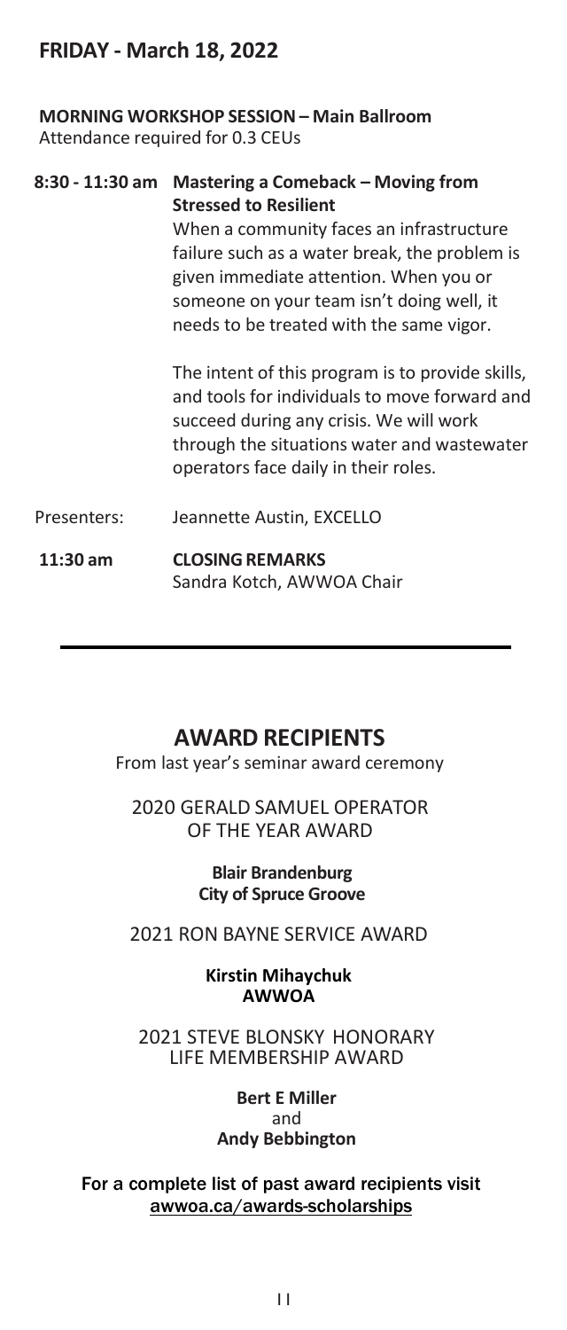## FRIDAY - March 18, 2022

**MORNING WORKSHOP SESSION – Main Ballroom**
Attendance required for 0.3 CEUs

**8:30 - 11:30 am** **Mastering a Comeback – Moving from Stressed to Resilient**

When a community faces an infrastructure failure such as a water break, the problem is given immediate attention. When you or someone on your team isn't doing well, it needs to be treated with the same vigor.

The intent of this program is to provide skills, and tools for individuals to move forward and succeed during any crisis. We will work through the situations water and wastewater operators face daily in their roles.

Presenters: Jeannette Austin, EXCELLO

**11:30 am** **CLOSING REMARKS**
Sandra Kotch, AWWOA Chair

---

## AWARD RECIPIENTS

From last year's seminar award ceremony

2020 GERALD SAMUEL OPERATOR OF THE YEAR AWARD

**Blair Brandenburg**
**City of Spruce Groove**

2021 RON BAYNE SERVICE AWARD

**Kirstin Mihaychuk**
**AWWOA**

2021 STEVE BLONSKY HONORARY LIFE MEMBERSHIP AWARD

**Bert E Miller**
and
**Andy Bebbington**

For a complete list of past award recipients visit awwoa.ca/awards-scholarships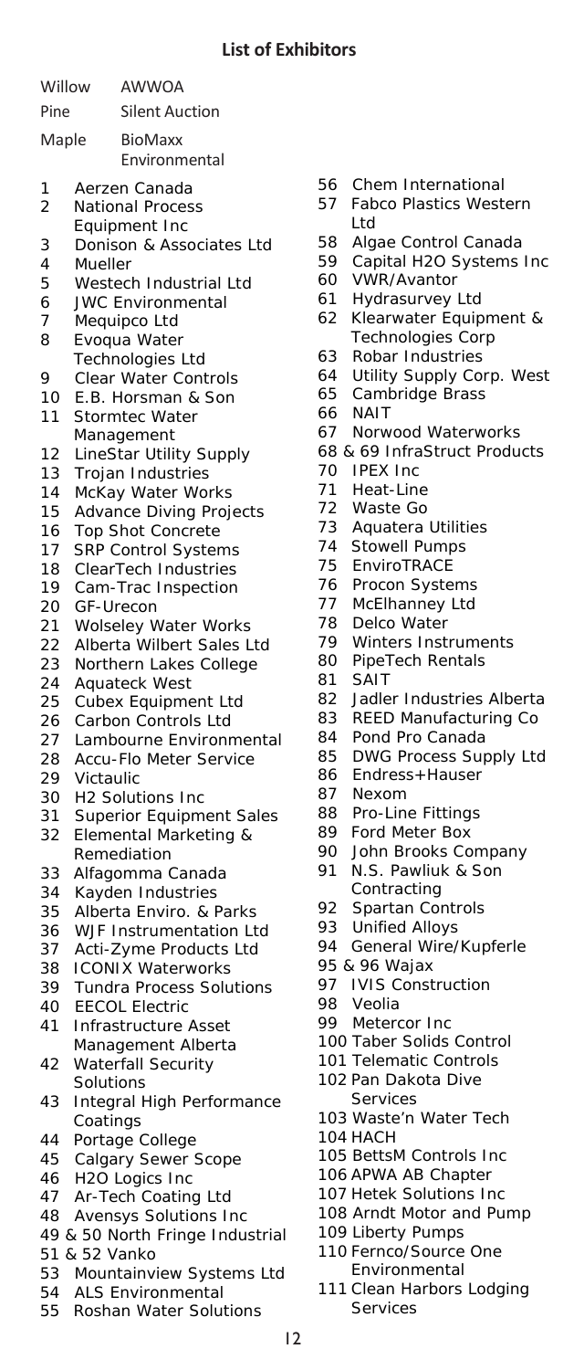## List of Exhibitors

Willow AWWOA

Pine Silent Auction

Maple BioMaxx Environmental

1 Aerzen Canada
2 National Process Equipment Inc
3 Donison & Associates Ltd
4 Mueller
5 Westech Industrial Ltd
6 JWC Environmental
7 Mequipco Ltd
8 Evoqua Water Technologies Ltd
9 Clear Water Controls
10 E.B. Horsman & Son
11 Stormtec Water Management
12 LineStar Utility Supply
13 Trojan Industries
14 McKay Water Works
15 Advance Diving Projects
16 Top Shot Concrete
17 SRP Control Systems
18 ClearTech Industries
19 Cam-Trac Inspection
20 GF-Urecon
21 Wolseley Water Works
22 Alberta Wilbert Sales Ltd
23 Northern Lakes College
24 Aquateck West
25 Cubex Equipment Ltd
26 Carbon Controls Ltd
27 Lambourne Environmental
28 Accu-Flo Meter Service
29 Victaulic
30 H2 Solutions Inc
31 Superior Equipment Sales
32 Elemental Marketing & Remediation
33 Alfagomma Canada
34 Kayden Industries
35 Alberta Enviro. & Parks
36 WJF Instrumentation Ltd
37 Acti-Zyme Products Ltd
38 ICONIX Waterworks
39 Tundra Process Solutions
40 EECOL Electric
41 Infrastructure Asset Management Alberta
42 Waterfall Security Solutions
43 Integral High Performance Coatings
44 Portage College
45 Calgary Sewer Scope
46 H2O Logics Inc
47 Ar-Tech Coating Ltd
48 Avensys Solutions Inc
49 & 50 North Fringe Industrial
51 & 52 Vanko
53 Mountainview Systems Ltd
54 ALS Environmental
55 Roshan Water Solutions
56 Chem International
57 Fabco Plastics Western Ltd
58 Algae Control Canada
59 Capital H2O Systems Inc
60 VWR/Avantor
61 Hydrasurvey Ltd
62 Klearwater Equipment & Technologies Corp
63 Robar Industries
64 Utility Supply Corp. West
65 Cambridge Brass
66 NAIT
67 Norwood Waterworks
68 & 69 InfraStruct Products
70 IPEX Inc
71 Heat-Line
72 Waste Go
73 Aquatera Utilities
74 Stowell Pumps
75 EnviroTRACE
76 Procon Systems
77 McElhanney Ltd
78 Delco Water
79 Winters Instruments
80 PipeTech Rentals
81 SAIT
82 Jadler Industries Alberta
83 REED Manufacturing Co
84 Pond Pro Canada
85 DWG Process Supply Ltd
86 Endress+Hauser
87 Nexom
88 Pro-Line Fittings
89 Ford Meter Box
90 John Brooks Company
91 N.S. Pawliuk & Son Contracting
92 Spartan Controls
93 Unified Alloys
94 General Wire/Kupferle
95 & 96 Wajax
97 IVIS Construction
98 Veolia
99 Metercor Inc
100 Taber Solids Control
101 Telematic Controls
102 Pan Dakota Dive Services
103 Waste'n Water Tech
104 HACH
105 BettsM Controls Inc
106 APWA AB Chapter
107 Hetek Solutions Inc
108 Arndt Motor and Pump
109 Liberty Pumps
110 Fernco/Source One Environmental
111 Clean Harbors Lodging Services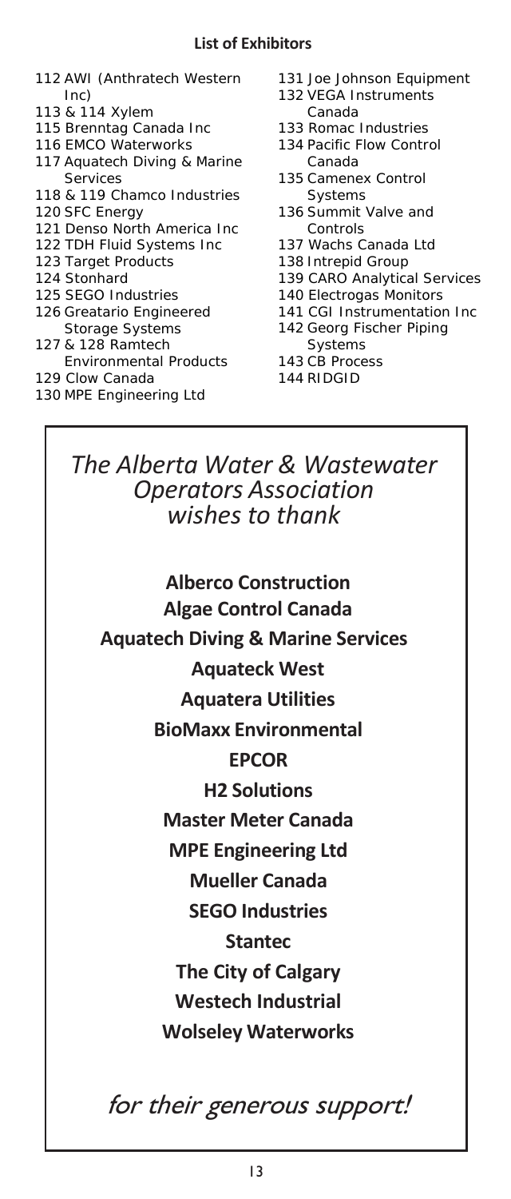## List of Exhibitors

- 112 AWI (Anthratech Western Inc)
- 113 & 114 Xylem
- 115 Brenntag Canada Inc
- 116 EMCO Waterworks
- 117 Aquatech Diving & Marine Services
- 118 & 119 Chamco Industries
- 120 SFC Energy
- 121 Denso North America Inc
- 122 TDH Fluid Systems Inc
- 123 Target Products
- 124 Stonhard
- 125 SEGO Industries
- 126 Greatario Engineered Storage Systems
- 127 & 128 Ramtech Environmental Products
- 129 Clow Canada
- 130 MPE Engineering Ltd
- 131 Joe Johnson Equipment
- 132 VEGA Instruments Canada
- 133 Romac Industries
- 134 Pacific Flow Control Canada
- 135 Camenex Control Systems
- 136 Summit Valve and Controls
- 137 Wachs Canada Ltd
- 138 Intrepid Group
- 139 CARO Analytical Services
- 140 Electrogas Monitors
- 141 CGI Instrumentation Inc
- 142 Georg Fischer Piping Systems
- 143 CB Process
- 144 RIDGID

*The Alberta Water & Wastewater Operators Association wishes to thank*

**Alberco Construction**

**Algae Control Canada**

**Aquatech Diving & Marine Services**

**Aquateck West**

**Aquatera Utilities**

**BioMaxx Environmental**

**EPCOR**

**H2 Solutions**

**Master Meter Canada**

**MPE Engineering Ltd**

**Mueller Canada**

**SEGO Industries**

**Stantec**

**The City of Calgary**

**Westech Industrial**

**Wolseley Waterworks**

*for their generous support!*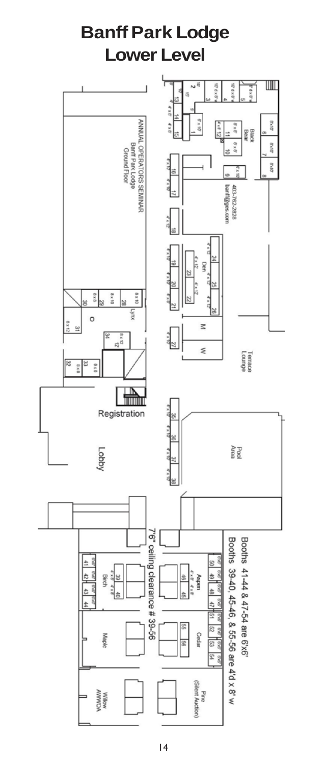# Banff Park Lodge
## Lower Level

ANNUAL OPERATORS SEMINAR
Banff Park Lodge
Ground Floor

Black Bear

403-762-2828
banffgdes.com

Den

Lynx

Terrace Lounge

Registration

Lobby

Pool Area

Booths 41-44 & 47-54 are 6'x6'
Booths 39-40, 45-46, & 55-56 are 4'd x 8' w

7'6" ceiling clearance # 39-56

Aspen

Birch

Cedar

Maple

Pine (Silent Auction)

Willow AWWOA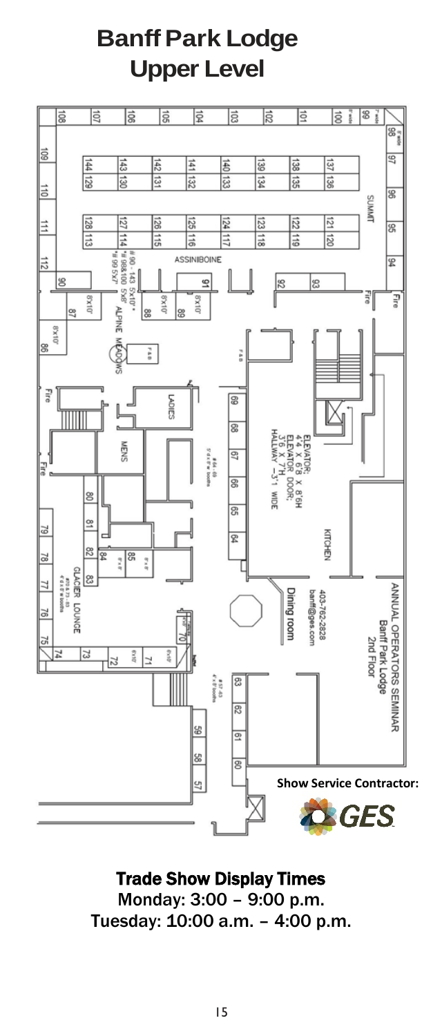# Banff Park Lodge
# Upper Level

ANNUAL OPERATORS SEMINAR
Banff Park Lodge
2nd Floor

SUMMIT

ASSINIBOINE

ALPINE MEADOWS

GLACIER LOUNGE

LADIES

MENS

KITCHEN

Dining room

ELEVATOR:
4'4" X 6'8" X 8'6"H
ELEVATOR DOOR:
3'6" X 7'H
HALLWAY – 3'1" WIDE

403-762-2828
banff@ges.com

**Show Service Contractor:**

GES

## Trade Show Display Times

Monday: 3:00 – 9:00 p.m.
Tuesday: 10:00 a.m. – 4:00 p.m.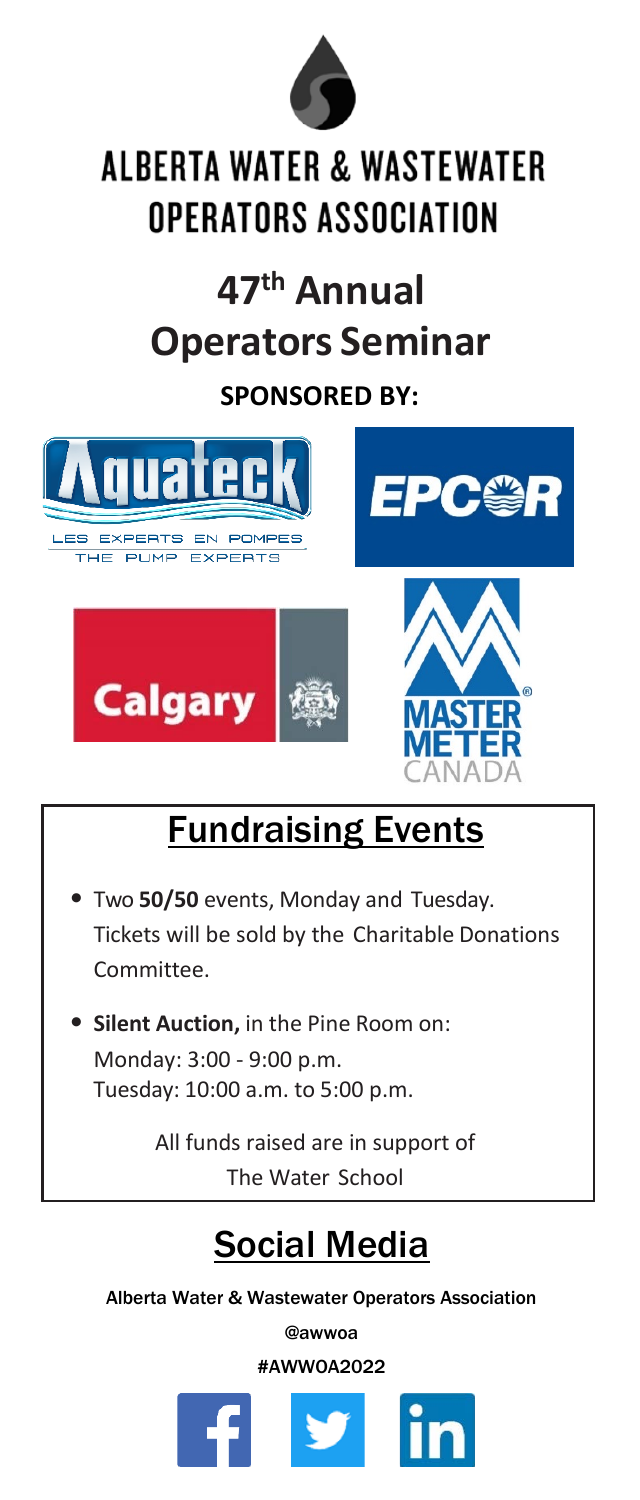# ALBERTA WATER & WASTEWATER OPERATORS ASSOCIATION

# 47th Annual Operators Seminar

**SPONSORED BY:**

Aquateck
LES EXPERTS EN POMPES
THE PUMP EXPERTS

EPCOR

Calgary

MASTER METER CANADA

## Fundraising Events

- Two **50/50** events, Monday and Tuesday. Tickets will be sold by the Charitable Donations Committee.
- **Silent Auction,** in the Pine Room on:
  Monday: 3:00 - 9:00 p.m.
  Tuesday: 10:00 a.m. to 5:00 p.m.

All funds raised are in support of The Water School

## Social Media

Alberta Water & Wastewater Operators Association

@awwoa

#AWWOA2022